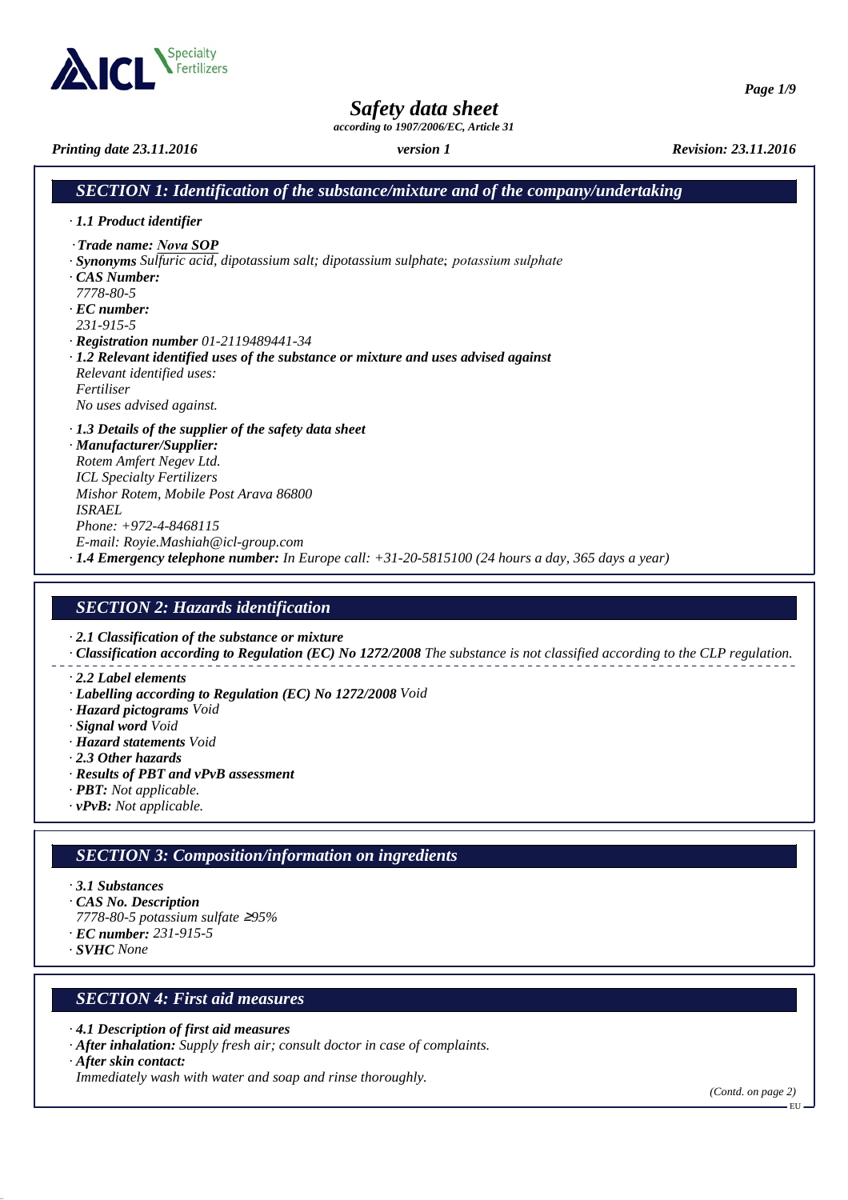# Safety data sheet

*according to 1907/2006/EC, Article 31*

*Printing date 23.11.2016* *version 1* *Revision: 23.11.2016*

## SECTION 1: Identification of the substance/mixture and of the company/undertaking

· **1.1 Product identifier**

· **Trade name: Nova SOP**
· **Synonyms** Sulfuric acid, dipotassium salt; dipotassium sulphate; potassium sulphate
· **CAS Number:**
7778-80-5
· **EC number:**
231-915-5
· **Registration number** 01-2119489441-34
· **1.2 Relevant identified uses of the substance or mixture and uses advised against**
Relevant identified uses:
Fertiliser
No uses advised against.

· **1.3 Details of the supplier of the safety data sheet**
· **Manufacturer/Supplier:**
Rotem Amfert Negev Ltd.
ICL Specialty Fertilizers
Mishor Rotem, Mobile Post Arava 86800
ISRAEL
Phone: +972-4-8468115
E-mail: Royie.Mashiah@icl-group.com
· **1.4 Emergency telephone number:** In Europe call: +31-20-5815100 (24 hours a day, 365 days a year)

## SECTION 2: Hazards identification

· **2.1 Classification of the substance or mixture**
· **Classification according to Regulation (EC) No 1272/2008** The substance is not classified according to the CLP regulation.

· **2.2 Label elements**
· **Labelling according to Regulation (EC) No 1272/2008** Void
· **Hazard pictograms** Void
· **Signal word** Void
· **Hazard statements** Void
· **2.3 Other hazards**
· **Results of PBT and vPvB assessment**
· **PBT:** Not applicable.
· **vPvB:** Not applicable.

## SECTION 3: Composition/information on ingredients

· **3.1 Substances**
· **CAS No. Description**
7778-80-5 potassium sulfate ≥95%
· **EC number:** 231-915-5
· **SVHC** None

## SECTION 4: First aid measures

· **4.1 Description of first aid measures**
· **After inhalation:** Supply fresh air; consult doctor in case of complaints.
· **After skin contact:**
Immediately wash with water and soap and rinse thoroughly.

(Contd. on page 2)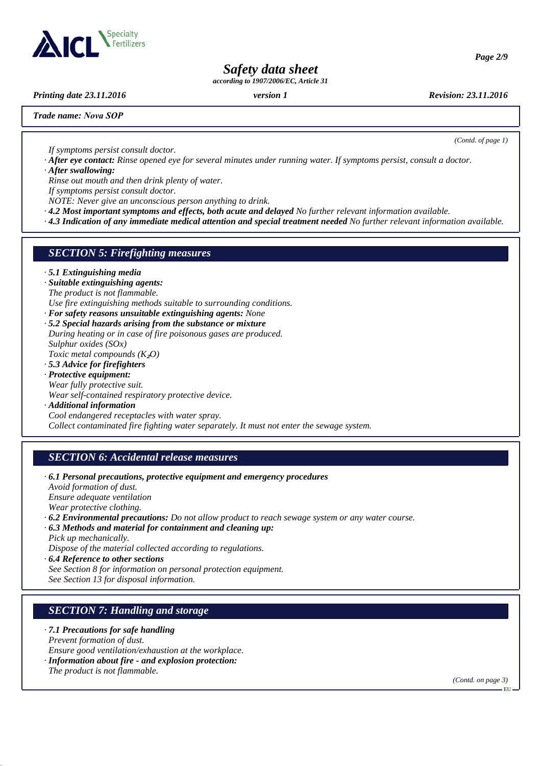(Contd. of page 1)

If symptoms persist consult doctor.

· **After eye contact:** Rinse opened eye for several minutes under running water. If symptoms persist, consult a doctor.

· **After swallowing:**

Rinse out mouth and then drink plenty of water.

If symptoms persist consult doctor.

NOTE: Never give an unconscious person anything to drink.

· **4.2 Most important symptoms and effects, both acute and delayed** No further relevant information available.

· **4.3 Indication of any immediate medical attention and special treatment needed** No further relevant information available.

## SECTION 5: Firefighting measures

· **5.1 Extinguishing media**

· **Suitable extinguishing agents:**

The product is not flammable.

Use fire extinguishing methods suitable to surrounding conditions.

· **For safety reasons unsuitable extinguishing agents:** None

· **5.2 Special hazards arising from the substance or mixture**

During heating or in case of fire poisonous gases are produced.

Sulphur oxides (SOx)

Toxic metal compounds ($K_2O$)

· **5.3 Advice for firefighters**

· **Protective equipment:**

Wear fully protective suit.

Wear self-contained respiratory protective device.

· **Additional information**

Cool endangered receptacles with water spray.

Collect contaminated fire fighting water separately. It must not enter the sewage system.

## SECTION 6: Accidental release measures

· **6.1 Personal precautions, protective equipment and emergency procedures**

Avoid formation of dust.

Ensure adequate ventilation

Wear protective clothing.

· **6.2 Environmental precautions:** Do not allow product to reach sewage system or any water course.

· **6.3 Methods and material for containment and cleaning up:**

Pick up mechanically.

Dispose of the material collected according to regulations.

· **6.4 Reference to other sections**

See Section 8 for information on personal protection equipment.

See Section 13 for disposal information.

## SECTION 7: Handling and storage

· **7.1 Precautions for safe handling**

Prevent formation of dust.

Ensure good ventilation/exhaustion at the workplace.

· **Information about fire - and explosion protection:**

The product is not flammable.

(Contd. on page 3)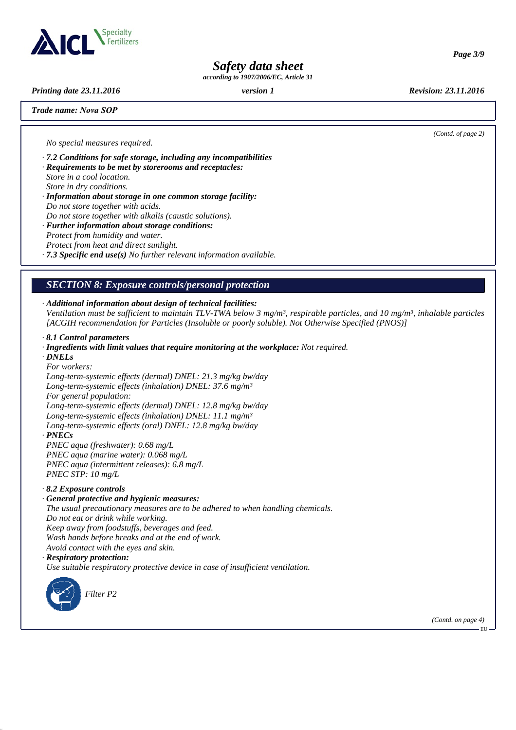*Trade name: Nova SOP*

*(Contd. of page 2)*

*No special measures required.*

· ***7.2 Conditions for safe storage, including any incompatibilities***
· ***Requirements to be met by storerooms and receptacles:***
*Store in a cool location.*
*Store in dry conditions.*
· ***Information about storage in one common storage facility:***
*Do not store together with acids.*
*Do not store together with alkalis (caustic solutions).*
· ***Further information about storage conditions:***
*Protect from humidity and water.*
*Protect from heat and direct sunlight.*
· ***7.3 Specific end use(s)*** *No further relevant information available.*

## *SECTION 8: Exposure controls/personal protection*

· ***Additional information about design of technical facilities:***
*Ventilation must be sufficient to maintain TLV-TWA below 3 mg/m³, respirable particles, and 10 mg/m³, inhalable particles [ACGIH recommendation for Particles (Insoluble or poorly soluble). Not Otherwise Specified (PNOS)]*

· ***8.1 Control parameters***
· ***Ingredients with limit values that require monitoring at the workplace:*** *Not required.*
· ***DNELs***
*For workers:*
*Long-term-systemic effects (dermal) DNEL: 21.3 mg/kg bw/day*
*Long-term-systemic effects (inhalation) DNEL: 37.6 mg/m³*
*For general population:*
*Long-term-systemic effects (dermal) DNEL: 12.8 mg/kg bw/day*
*Long-term-systemic effects (inhalation) DNEL: 11.1 mg/m³*
*Long-term-systemic effects (oral) DNEL: 12.8 mg/kg bw/day*
· ***PNECs***
*PNEC aqua (freshwater): 0.68 mg/L*
*PNEC aqua (marine water): 0.068 mg/L*
*PNEC aqua (intermittent releases): 6.8 mg/L*
*PNEC STP: 10 mg/L*

· ***8.2 Exposure controls***
· ***General protective and hygienic measures:***
*The usual precautionary measures are to be adhered to when handling chemicals.*
*Do not eat or drink while working.*
*Keep away from foodstuffs, beverages and feed.*
*Wash hands before breaks and at the end of work.*
*Avoid contact with the eyes and skin.*
· ***Respiratory protection:***
*Use suitable respiratory protective device in case of insufficient ventilation.*

*Filter P2*

*(Contd. on page 4)*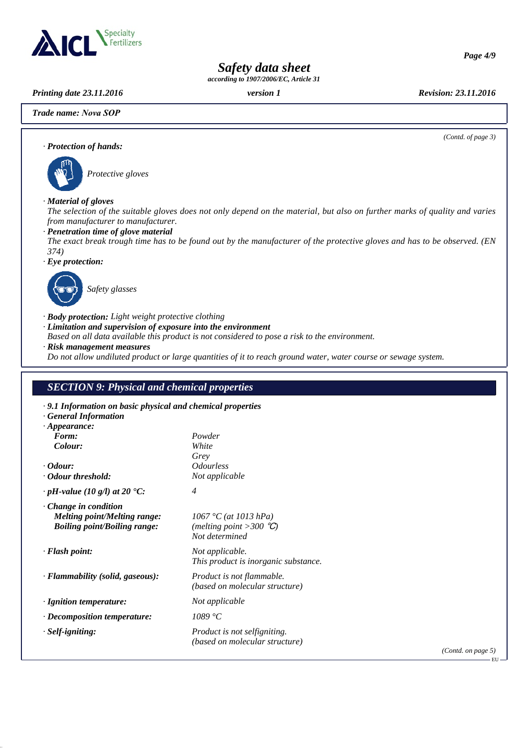**Trade name: Nova SOP**

*(Contd. of page 3)*

· ***Protection of hands:***

*Protective gloves*

· ***Material of gloves***
*The selection of the suitable gloves does not only depend on the material, but also on further marks of quality and varies from manufacturer to manufacturer.*

· ***Penetration time of glove material***
*The exact break trough time has to be found out by the manufacturer of the protective gloves and has to be observed. (EN 374)*

· ***Eye protection:***

*Safety glasses*

· ***Body protection:*** *Light weight protective clothing*

· ***Limitation and supervision of exposure into the environment***
*Based on all data available this product is not considered to pose a risk to the environment.*

· ***Risk management measures***
*Do not allow undiluted product or large quantities of it to reach ground water, water course or sewage system.*

## *SECTION 9: Physical and chemical properties*

· ***9.1 Information on basic physical and chemical properties***

· ***General Information***

· ***Appearance:***

| | |
|---|---|
| ***Form:*** | *Powder* |
| ***Colour:*** | *White* |
| | *Grey* |
| · ***Odour:*** | *Odourless* |
| · ***Odour threshold:*** | *Not applicable* |
| · ***pH-value (10 g/l) at 20 °C:*** | *4* |
| · ***Change in condition*** | |
| ***Melting point/Melting range:*** | *1067 °C (at 1013 hPa)* |
| | *(melting point >300 ℃)* |
| ***Boiling point/Boiling range:*** | *Not determined* |
| · ***Flash point:*** | *Not applicable.* |
| | *This product is inorganic substance.* |
| · ***Flammability (solid, gaseous):*** | *Product is not flammable.* |
| | *(based on molecular structure)* |
| · ***Ignition temperature:*** | *Not applicable* |
| · ***Decomposition temperature:*** | *1089 °C* |
| · ***Self-igniting:*** | *Product is not selfigniting.* |
| | *(based on molecular structure)* |

*(Contd. on page 5)*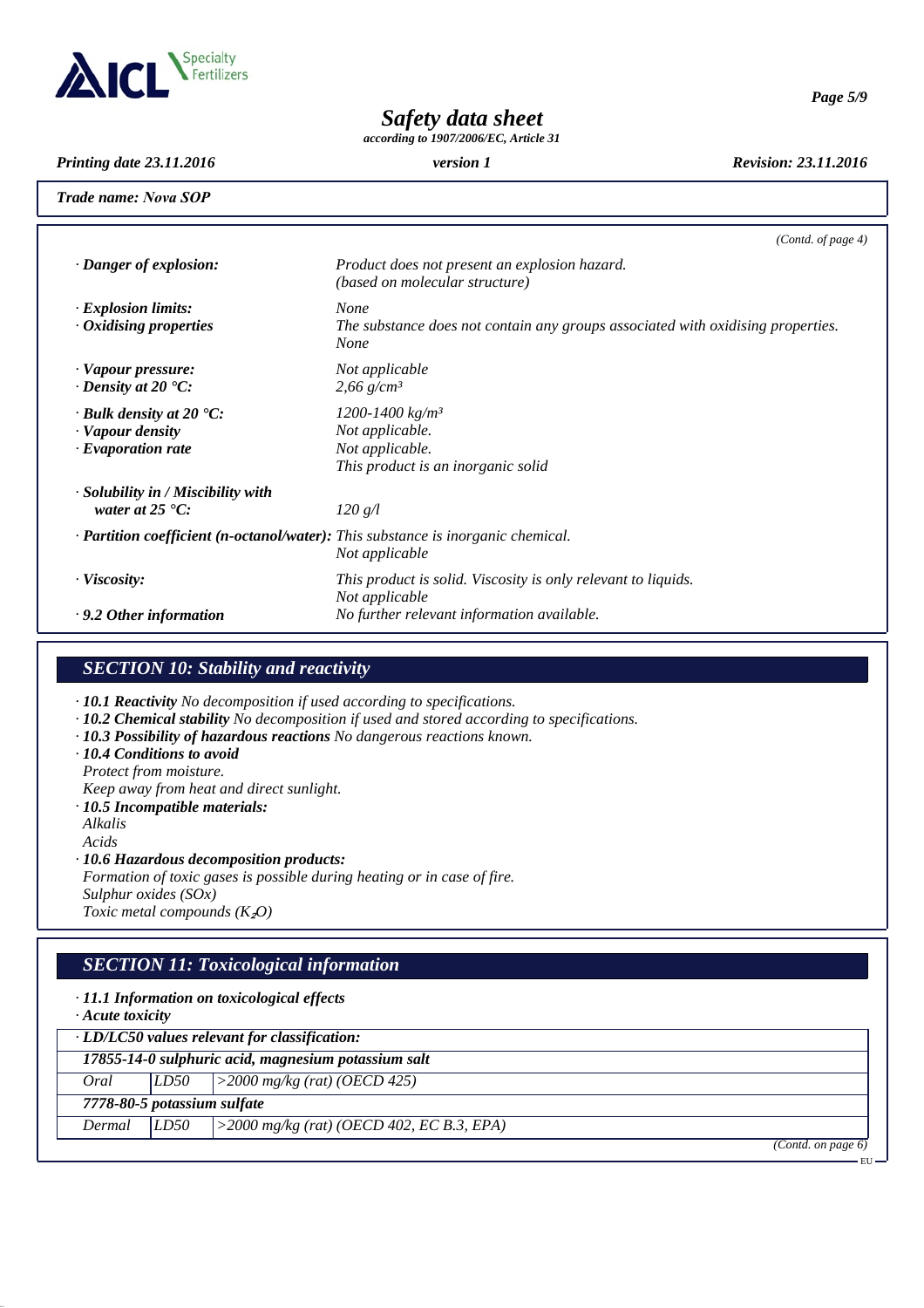*Trade name: Nova SOP*

*(Contd. of page 4)*

· **Danger of explosion:** Product does not present an explosion hazard. (based on molecular structure)

· **Explosion limits:** None

· **Oxidising properties** The substance does not contain any groups associated with oxidising properties. None

· **Vapour pressure:** Not applicable

· **Density at 20 °C:** 2,66 g/cm³

· **Bulk density at 20 °C:** 1200-1400 kg/m³

· **Vapour density** Not applicable.

· **Evaporation rate** Not applicable. This product is an inorganic solid

· **Solubility in / Miscibility with water at 25 °C:** 120 g/l

· **Partition coefficient (n-octanol/water):** This substance is inorganic chemical. Not applicable

· **Viscosity:** This product is solid. Viscosity is only relevant to liquids. Not applicable

· **9.2 Other information** No further relevant information available.

## SECTION 10: Stability and reactivity

· **10.1 Reactivity** No decomposition if used according to specifications.

· **10.2 Chemical stability** No decomposition if used and stored according to specifications.

· **10.3 Possibility of hazardous reactions** No dangerous reactions known.

· **10.4 Conditions to avoid**
Protect from moisture.
Keep away from heat and direct sunlight.

· **10.5 Incompatible materials:**
Alkalis
Acids

· **10.6 Hazardous decomposition products:**
Formation of toxic gases is possible during heating or in case of fire.
Sulphur oxides (SOx)
Toxic metal compounds ($K_2O$)

## SECTION 11: Toxicological information

· **11.1 Information on toxicological effects**

· **Acute toxicity**

| · LD/LC50 values relevant for classification: | | |
|---|---|---|
| **17855-14-0 sulphuric acid, magnesium potassium salt** | | |
| Oral | LD50 | >2000 mg/kg (rat) (OECD 425) |
| **7778-80-5 potassium sulfate** | | |
| Dermal | LD50 | >2000 mg/kg (rat) (OECD 402, EC B.3, EPA) |

*(Contd. on page 6)*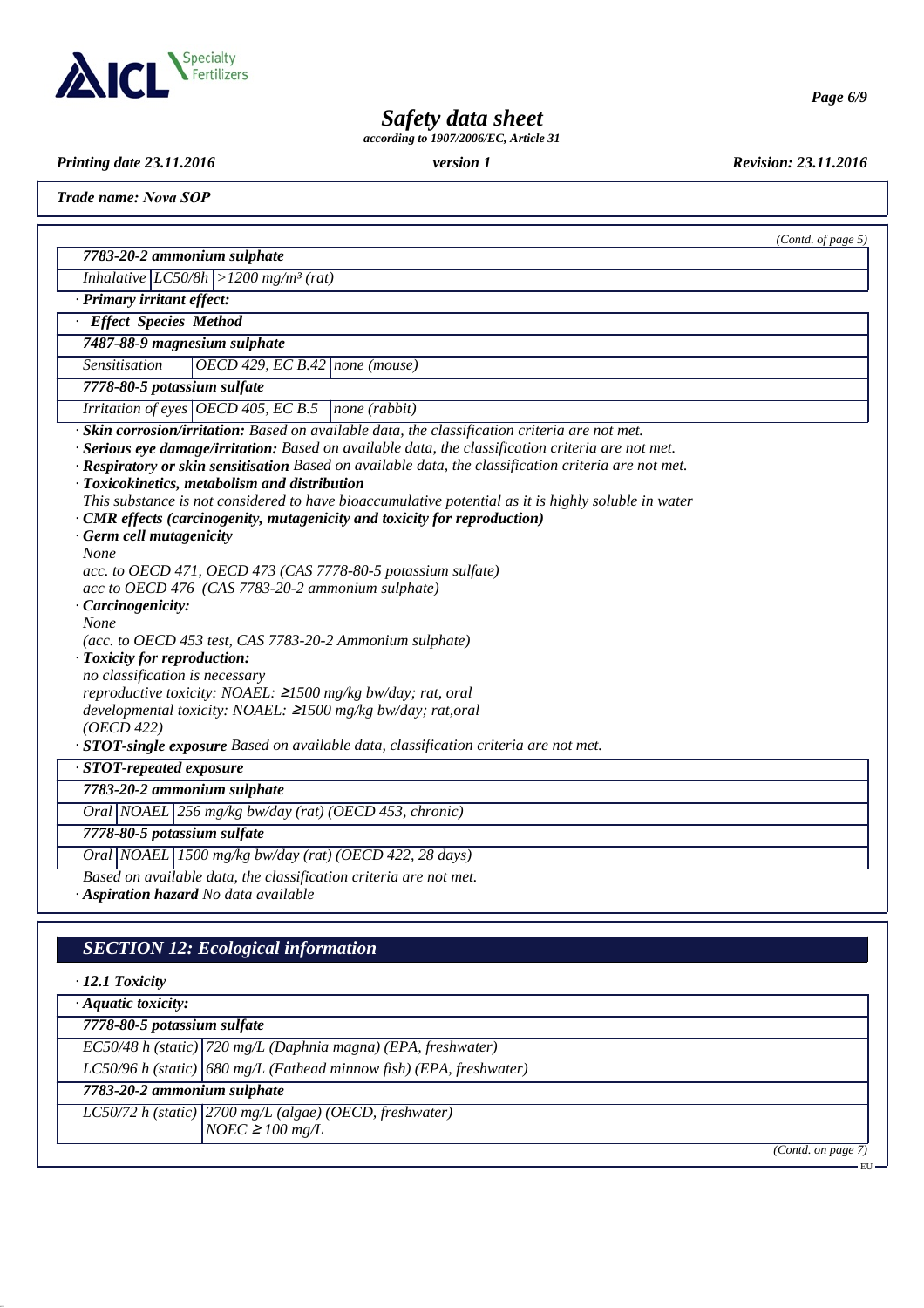*Trade name: Nova SOP*

*(Contd. of page 5)*

| **7783-20-2 ammonium sulphate** | | |
|---|---|---|
| Inhalative | LC50/8h | >1200 mg/m³ (rat) |

· **Primary irritant effect:**

| · **Effect Species Method** | | |
|---|---|---|
| **7487-88-9 magnesium sulphate** | | |
| Sensitisation | OECD 429, EC B.42 | none (mouse) |
| **7778-80-5 potassium sulfate** | | |
| Irritation of eyes | OECD 405, EC B.5 | none (rabbit) |

· **Skin corrosion/irritation:** Based on available data, the classification criteria are not met.
· **Serious eye damage/irritation:** Based on available data, the classification criteria are not met.
· **Respiratory or skin sensitisation** Based on available data, the classification criteria are not met.
· **Toxicokinetics, metabolism and distribution**
This substance is not considered to have bioaccumulative potential as it is highly soluble in water
· **CMR effects (carcinogenity, mutagenicity and toxicity for reproduction)**
· **Germ cell mutagenicity**
None
acc. to OECD 471, OECD 473 (CAS 7778-80-5 potassium sulfate)
acc to OECD 476 (CAS 7783-20-2 ammonium sulphate)
· **Carcinogenicity:**
None
(acc. to OECD 453 test, CAS 7783-20-2 Ammonium sulphate)
· **Toxicity for reproduction:**
no classification is necessary
reproductive toxicity: NOAEL: ≥1500 mg/kg bw/day; rat, oral
developmental toxicity: NOAEL: ≥1500 mg/kg bw/day; rat,oral
(OECD 422)
· **STOT-single exposure** Based on available data, classification criteria are not met.

| · **STOT-repeated exposure** | | |
|---|---|---|
| **7783-20-2 ammonium sulphate** | | |
| Oral | NOAEL | 256 mg/kg bw/day (rat) (OECD 453, chronic) |
| **7778-80-5 potassium sulfate** | | |
| Oral | NOAEL | 1500 mg/kg bw/day (rat) (OECD 422, 28 days) |

Based on available data, the classification criteria are not met.
· **Aspiration hazard** No data available

## SECTION 12: Ecological information

· **12.1 Toxicity**

| · **Aquatic toxicity:** | |
|---|---|
| **7778-80-5 potassium sulfate** | |
| EC50/48 h (static) | 720 mg/L (Daphnia magna) (EPA, freshwater) |
| LC50/96 h (static) | 680 mg/L (Fathead minnow fish) (EPA, freshwater) |
| **7783-20-2 ammonium sulphate** | |
| LC50/72 h (static) | 2700 mg/L (algae) (OECD, freshwater)<br>NOEC ≥ 100 mg/L |

*(Contd. on page 7)*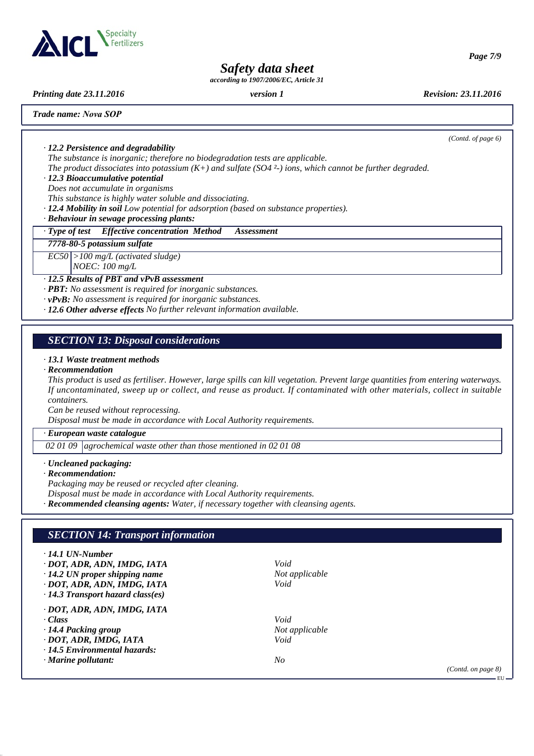*(Contd. of page 6)*

· **12.2 Persistence and degradability**
The substance is inorganic; therefore no biodegradation tests are applicable.
The product dissociates into potassium ($K^+$) and sulfate ($SO_4^{2-}$) ions, which cannot be further degraded.

· **12.3 Bioaccumulative potential**
Does not accumulate in organisms
This substance is highly water soluble and dissociating.

· **12.4 Mobility in soil** Low potential for adsorption (based on substance properties).

· **Behaviour in sewage processing plants:**

| · Type of test | Effective concentration Method | Assessment |
|---|---|---|
| **7778-80-5 potassium sulfate** | | |
| EC50 | >100 mg/L (activated sludge) | |
| | NOEC: 100 mg/L | |

· **12.5 Results of PBT and vPvB assessment**
· **PBT:** No assessment is required for inorganic substances.
· **vPvB:** No assessment is required for inorganic substances.
· **12.6 Other adverse effects** No further relevant information available.

## SECTION 13: Disposal considerations

· **13.1 Waste treatment methods**
· **Recommendation**
This product is used as fertiliser. However, large spills can kill vegetation. Prevent large quantities from entering waterways. If uncontaminated, sweep up or collect, and reuse as product. If contaminated with other materials, collect in suitable containers.
Can be reused without reprocessing.
Disposal must be made in accordance with Local Authority requirements.

| · European waste catalogue | |
|---|---|
| 02 01 09 | agrochemical waste other than those mentioned in 02 01 08 |

· **Uncleaned packaging:**
· **Recommendation:**
Packaging may be reused or recycled after cleaning.
Disposal must be made in accordance with Local Authority requirements.
· **Recommended cleansing agents:** Water, if necessary together with cleansing agents.

## SECTION 14: Transport information

· **14.1 UN-Number**
· **DOT, ADR, ADN, IMDG, IATA** Void
· **14.2 UN proper shipping name** Not applicable
· **DOT, ADR, ADN, IMDG, IATA** Void
· **14.3 Transport hazard class(es)**

· **DOT, ADR, ADN, IMDG, IATA**
· **Class** Void
· **14.4 Packing group** Not applicable
· **DOT, ADR, IMDG, IATA** Void
· **14.5 Environmental hazards:**
· **Marine pollutant:** No

*(Contd. on page 8)*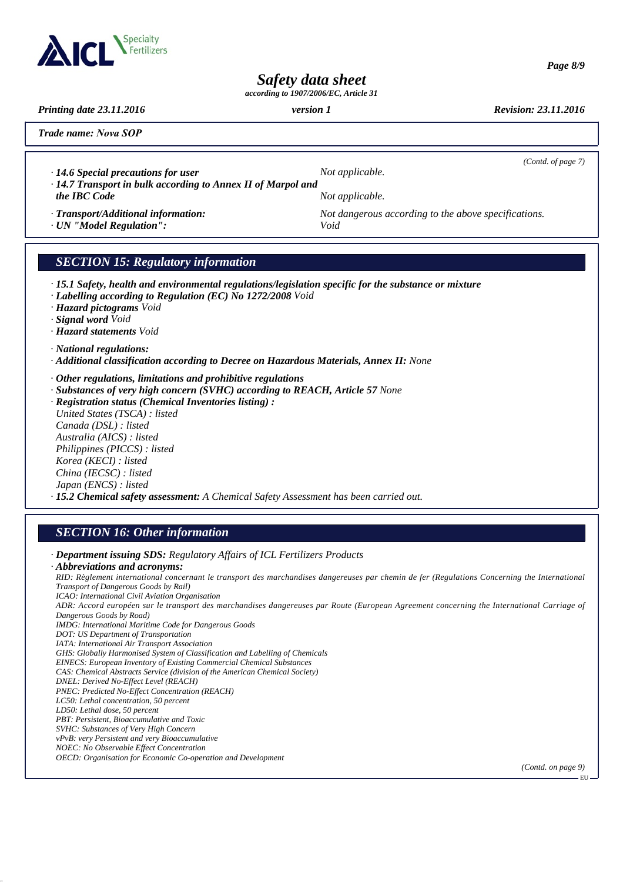*Trade name: Nova SOP*

*(Contd. of page 7)*

· **14.6 Special precautions for user** Not applicable.

· **14.7 Transport in bulk according to Annex II of Marpol and the IBC Code** Not applicable.

· **Transport/Additional information:** Not dangerous according to the above specifications.

· **UN "Model Regulation":** Void

## SECTION 15: Regulatory information

· **15.1 Safety, health and environmental regulations/legislation specific for the substance or mixture**

· **Labelling according to Regulation (EC) No 1272/2008** Void

· **Hazard pictograms** Void

· **Signal word** Void

· **Hazard statements** Void

· **National regulations:**

· **Additional classification according to Decree on Hazardous Materials, Annex II:** None

· **Other regulations, limitations and prohibitive regulations**

· **Substances of very high concern (SVHC) according to REACH, Article 57** None

· **Registration status (Chemical Inventories listing) :**

United States (TSCA) : listed
Canada (DSL) : listed
Australia (AICS) : listed
Philippines (PICCS) : listed
Korea (KECI) : listed
China (IECSC) : listed
Japan (ENCS) : listed

· **15.2 Chemical safety assessment:** A Chemical Safety Assessment has been carried out.

## SECTION 16: Other information

· **Department issuing SDS:** Regulatory Affairs of ICL Fertilizers Products

· **Abbreviations and acronyms:**

RID: Règlement international concernant le transport des marchandises dangereuses par chemin de fer (Regulations Concerning the International Transport of Dangerous Goods by Rail)
ICAO: International Civil Aviation Organisation
ADR: Accord européen sur le transport des marchandises dangereuses par Route (European Agreement concerning the International Carriage of Dangerous Goods by Road)
IMDG: International Maritime Code for Dangerous Goods
DOT: US Department of Transportation
IATA: International Air Transport Association
GHS: Globally Harmonised System of Classification and Labelling of Chemicals
EINECS: European Inventory of Existing Commercial Chemical Substances
CAS: Chemical Abstracts Service (division of the American Chemical Society)
DNEL: Derived No-Effect Level (REACH)
PNEC: Predicted No-Effect Concentration (REACH)
LC50: Lethal concentration, 50 percent
LD50: Lethal dose, 50 percent
PBT: Persistent, Bioaccumulative and Toxic
SVHC: Substances of Very High Concern
vPvB: very Persistent and very Bioaccumulative
NOEC: No Observable Effect Concentration
OECD: Organisation for Economic Co-operation and Development

*(Contd. on page 9)*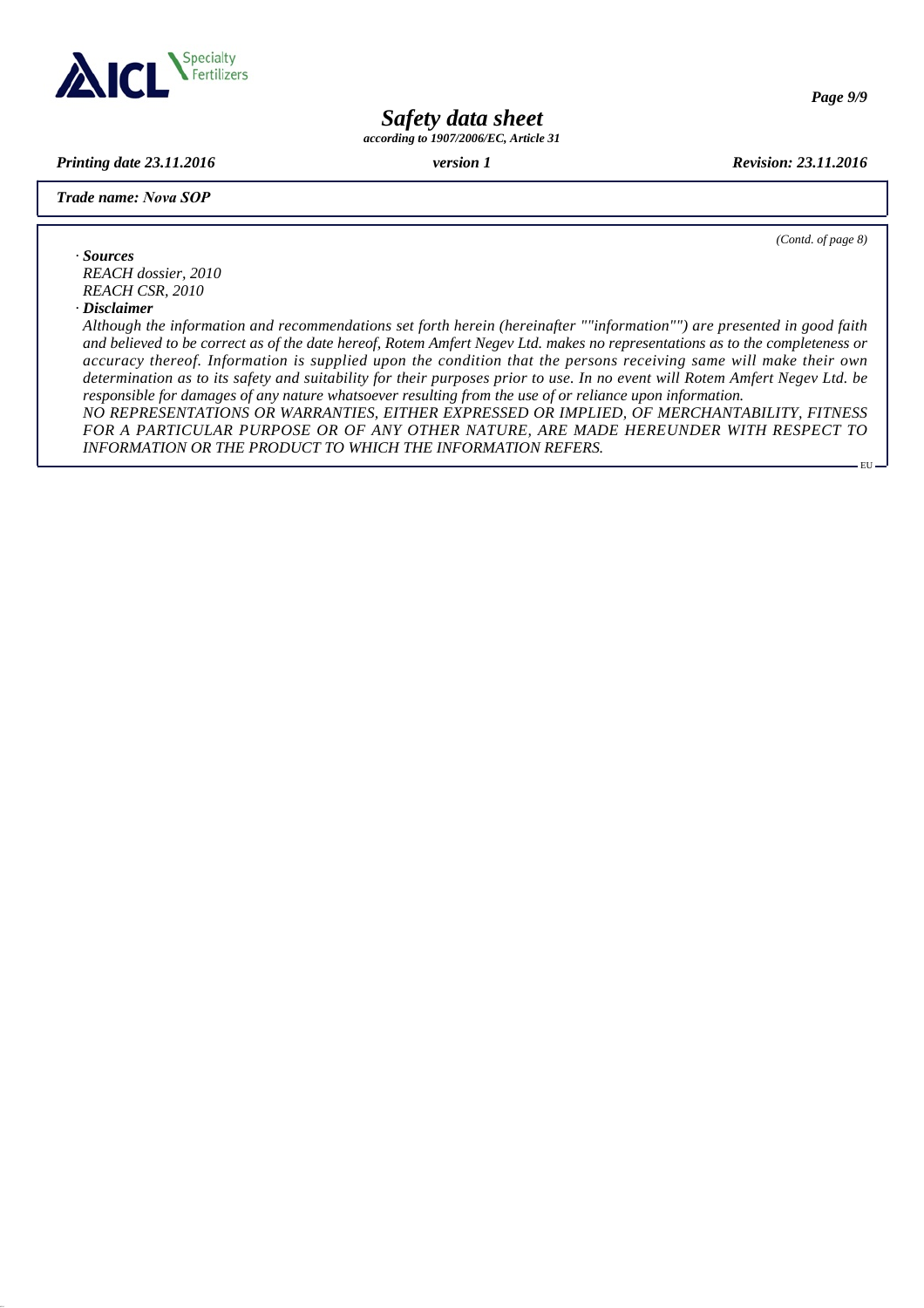*(Contd. of page 8)*

· ***Sources***

*REACH dossier, 2010*
*REACH CSR, 2010*

· ***Disclaimer***

*Although the information and recommendations set forth herein (hereinafter ""information"") are presented in good faith and believed to be correct as of the date hereof, Rotem Amfert Negev Ltd. makes no representations as to the completeness or accuracy thereof. Information is supplied upon the condition that the persons receiving same will make their own determination as to its safety and suitability for their purposes prior to use. In no event will Rotem Amfert Negev Ltd. be responsible for damages of any nature whatsoever resulting from the use of or reliance upon information.*
*NO REPRESENTATIONS OR WARRANTIES, EITHER EXPRESSED OR IMPLIED, OF MERCHANTABILITY, FITNESS FOR A PARTICULAR PURPOSE OR OF ANY OTHER NATURE, ARE MADE HEREUNDER WITH RESPECT TO INFORMATION OR THE PRODUCT TO WHICH THE INFORMATION REFERS.*